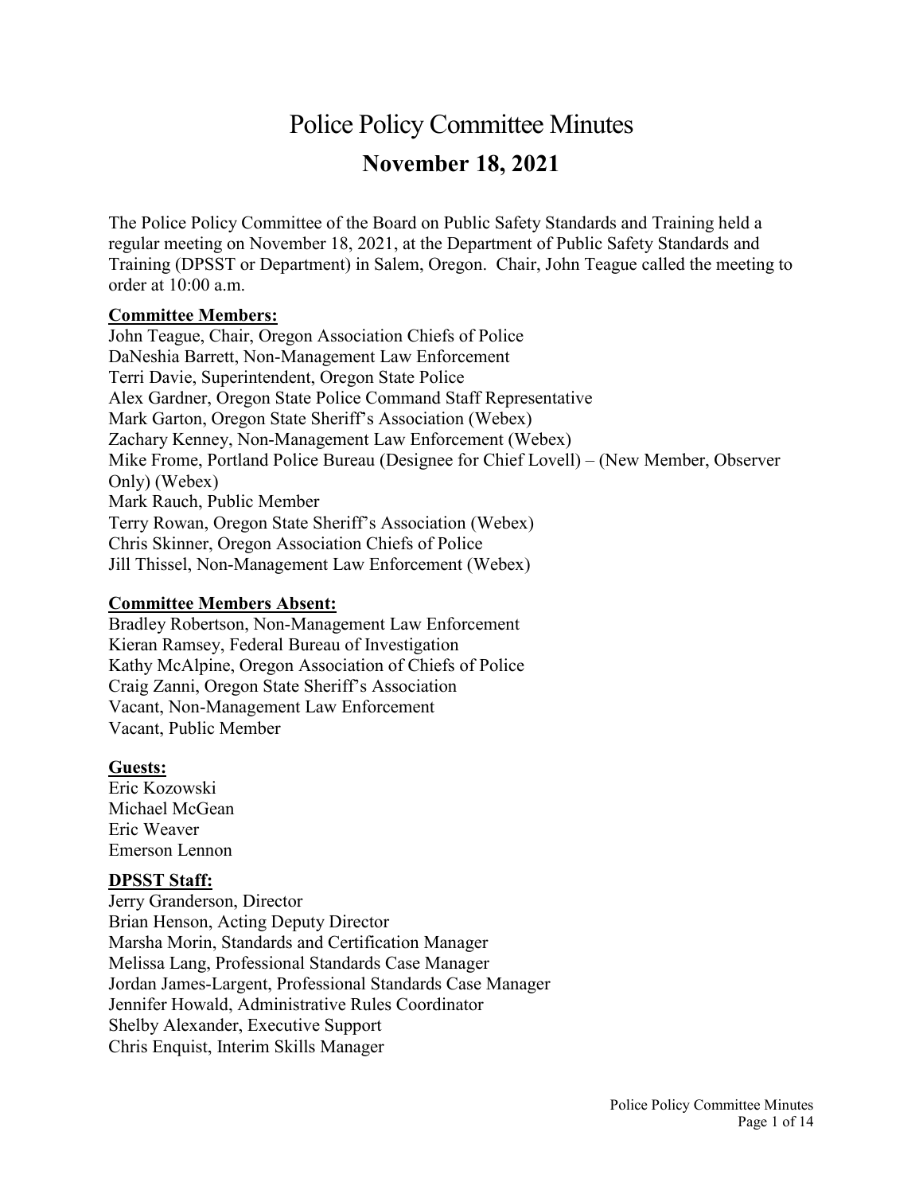# Police Policy Committee Minutes

## November 18, 2021

The Police Policy Committee of the Board on Public Safety Standards and Training held a regular meeting on November 18, 2021, at the Department of Public Safety Standards and Training (DPSST or Department) in Salem, Oregon. Chair, John Teague called the meeting to order at 10:00 a.m.

**Committee Members:**

John Teague, Chair, Oregon Association Chiefs of Police
DaNeshia Barrett, Non-Management Law Enforcement
Terri Davie, Superintendent, Oregon State Police
Alex Gardner, Oregon State Police Command Staff Representative
Mark Garton, Oregon State Sheriff's Association (Webex)
Zachary Kenney, Non-Management Law Enforcement (Webex)
Mike Frome, Portland Police Bureau (Designee for Chief Lovell) – (New Member, Observer Only) (Webex)
Mark Rauch, Public Member
Terry Rowan, Oregon State Sheriff's Association (Webex)
Chris Skinner, Oregon Association Chiefs of Police
Jill Thissel, Non-Management Law Enforcement (Webex)

**Committee Members Absent:**

Bradley Robertson, Non-Management Law Enforcement
Kieran Ramsey, Federal Bureau of Investigation
Kathy McAlpine, Oregon Association of Chiefs of Police
Craig Zanni, Oregon State Sheriff's Association
Vacant, Non-Management Law Enforcement
Vacant, Public Member

**Guests:**

Eric Kozowski
Michael McGean
Eric Weaver
Emerson Lennon

**DPSST Staff:**

Jerry Granderson, Director
Brian Henson, Acting Deputy Director
Marsha Morin, Standards and Certification Manager
Melissa Lang, Professional Standards Case Manager
Jordan James-Largent, Professional Standards Case Manager
Jennifer Howald, Administrative Rules Coordinator
Shelby Alexander, Executive Support
Chris Enquist, Interim Skills Manager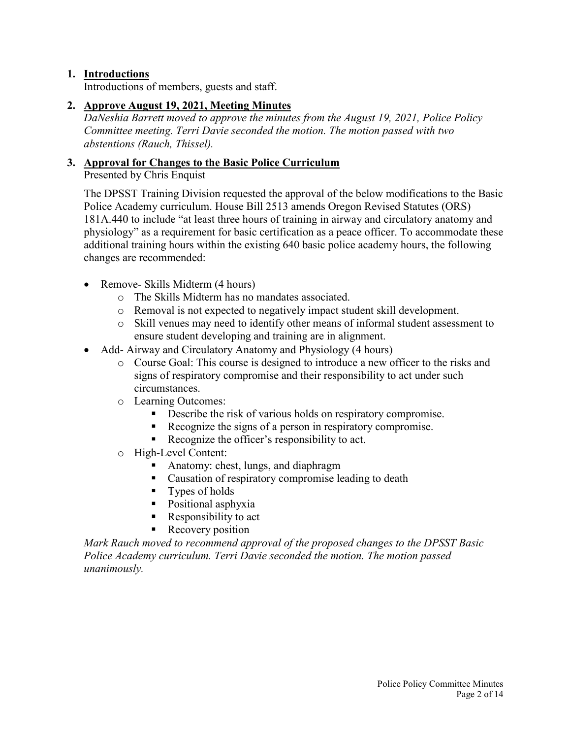1. **Introductions**

   Introductions of members, guests and staff.

2. **Approve August 19, 2021, Meeting Minutes**

   *DaNeshia Barrett moved to approve the minutes from the August 19, 2021, Police Policy Committee meeting. Terri Davie seconded the motion. The motion passed with two abstentions (Rauch, Thissel).*

3. **Approval for Changes to the Basic Police Curriculum**

   Presented by Chris Enquist

   The DPSST Training Division requested the approval of the below modifications to the Basic Police Academy curriculum. House Bill 2513 amends Oregon Revised Statutes (ORS) 181A.440 to include "at least three hours of training in airway and circulatory anatomy and physiology" as a requirement for basic certification as a peace officer. To accommodate these additional training hours within the existing 640 basic police academy hours, the following changes are recommended:

   - Remove- Skills Midterm (4 hours)
     - The Skills Midterm has no mandates associated.
     - Removal is not expected to negatively impact student skill development.
     - Skill venues may need to identify other means of informal student assessment to ensure student developing and training are in alignment.
   - Add- Airway and Circulatory Anatomy and Physiology (4 hours)
     - Course Goal: This course is designed to introduce a new officer to the risks and signs of respiratory compromise and their responsibility to act under such circumstances.
     - Learning Outcomes:
       - Describe the risk of various holds on respiratory compromise.
       - Recognize the signs of a person in respiratory compromise.
       - Recognize the officer's responsibility to act.
     - High-Level Content:
       - Anatomy: chest, lungs, and diaphragm
       - Causation of respiratory compromise leading to death
       - Types of holds
       - Positional asphyxia
       - Responsibility to act
       - Recovery position

   *Mark Rauch moved to recommend approval of the proposed changes to the DPSST Basic Police Academy curriculum. Terri Davie seconded the motion. The motion passed unanimously.*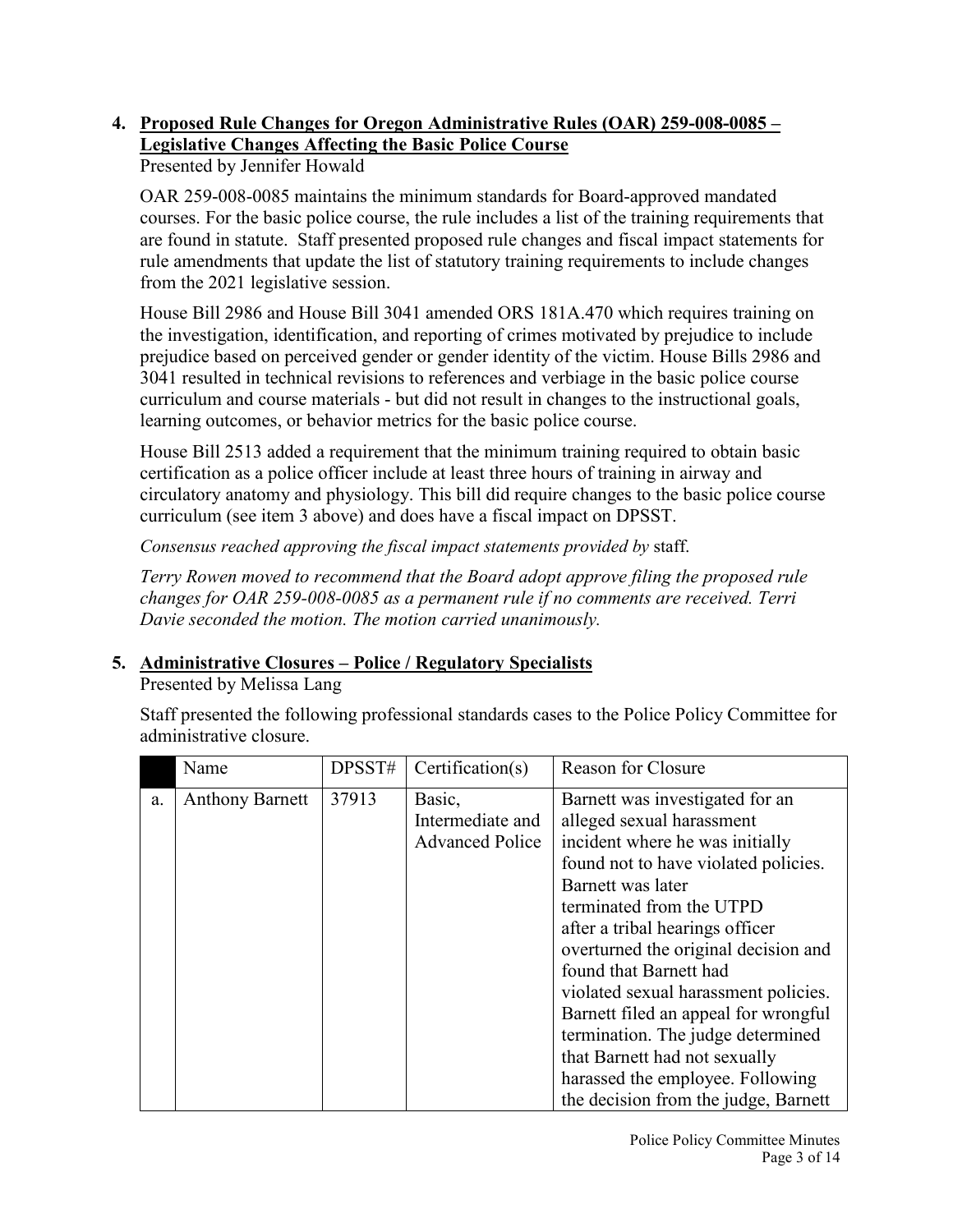4. **Proposed Rule Changes for Oregon Administrative Rules (OAR) 259-008-0085 – Legislative Changes Affecting the Basic Police Course**

Presented by Jennifer Howald

OAR 259-008-0085 maintains the minimum standards for Board-approved mandated courses. For the basic police course, the rule includes a list of the training requirements that are found in statute. Staff presented proposed rule changes and fiscal impact statements for rule amendments that update the list of statutory training requirements to include changes from the 2021 legislative session.

House Bill 2986 and House Bill 3041 amended ORS 181A.470 which requires training on the investigation, identification, and reporting of crimes motivated by prejudice to include prejudice based on perceived gender or gender identity of the victim. House Bills 2986 and 3041 resulted in technical revisions to references and verbiage in the basic police course curriculum and course materials - but did not result in changes to the instructional goals, learning outcomes, or behavior metrics for the basic police course.

House Bill 2513 added a requirement that the minimum training required to obtain basic certification as a police officer include at least three hours of training in airway and circulatory anatomy and physiology. This bill did require changes to the basic police course curriculum (see item 3 above) and does have a fiscal impact on DPSST.

*Consensus reached approving the fiscal impact statements provided by* staff.

*Terry Rowen moved to recommend that the Board adopt approve filing the proposed rule changes for OAR 259-008-0085 as a permanent rule if no comments are received. Terri Davie seconded the motion. The motion carried unanimously.*

5. **Administrative Closures – Police / Regulatory Specialists**

Presented by Melissa Lang

Staff presented the following professional standards cases to the Police Policy Committee for administrative closure.

| | Name | DPSST# | Certification(s) | Reason for Closure |
|---|---|---|---|---|
| a. | Anthony Barnett | 37913 | Basic, Intermediate and Advanced Police | Barnett was investigated for an alleged sexual harassment incident where he was initially found not to have violated policies. Barnett was later terminated from the UTPD after a tribal hearings officer overturned the original decision and found that Barnett had violated sexual harassment policies. Barnett filed an appeal for wrongful termination. The judge determined that Barnett had not sexually harassed the employee. Following the decision from the judge, Barnett |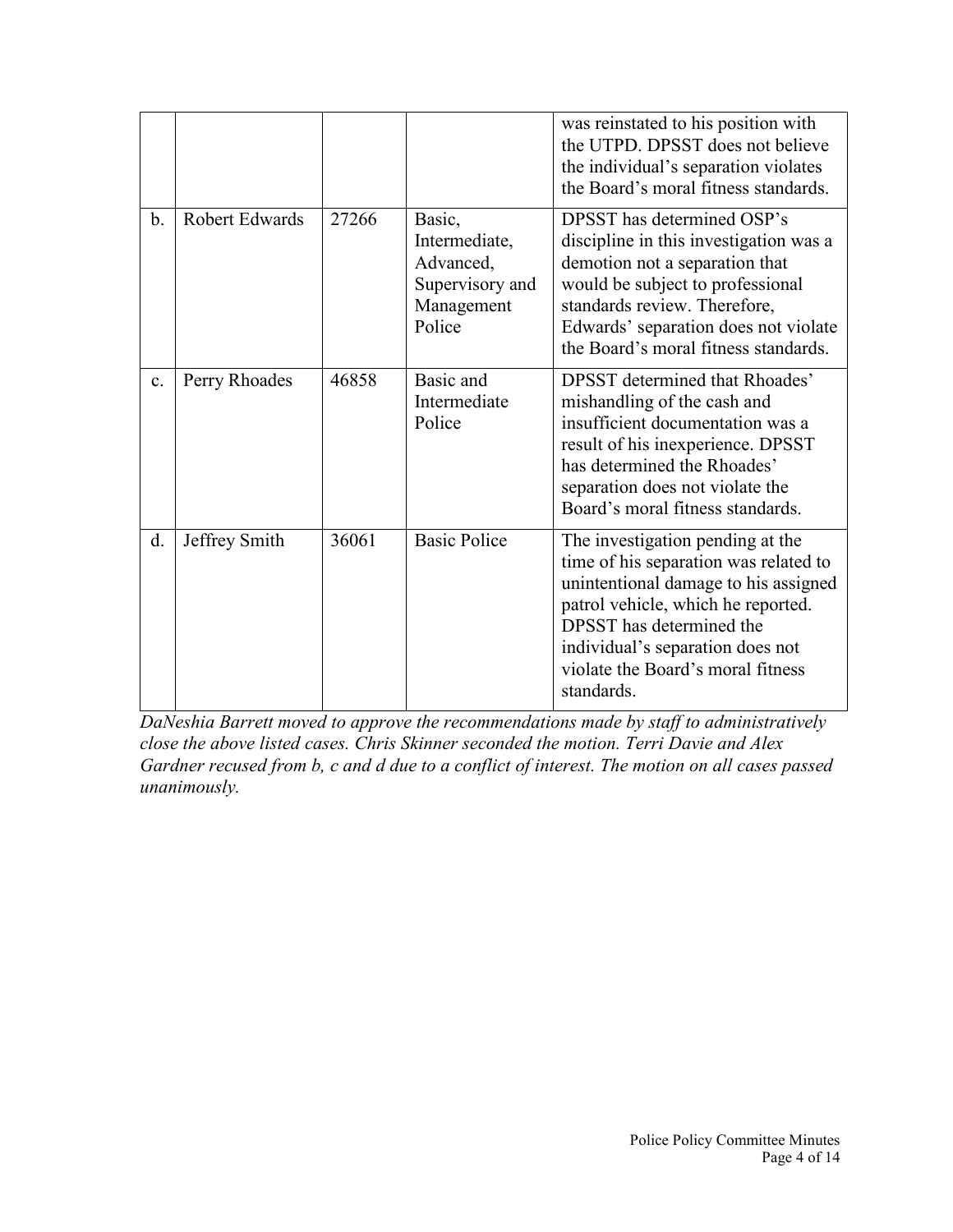|  |  |  |  |  |
|---|---|---|---|---|
|  |  |  |  | was reinstated to his position with the UTPD. DPSST does not believe the individual's separation violates the Board's moral fitness standards. |
| b. | Robert Edwards | 27266 | Basic, Intermediate, Advanced, Supervisory and Management Police | DPSST has determined OSP's discipline in this investigation was a demotion not a separation that would be subject to professional standards review. Therefore, Edwards' separation does not violate the Board's moral fitness standards. |
| c. | Perry Rhoades | 46858 | Basic and Intermediate Police | DPSST determined that Rhoades' mishandling of the cash and insufficient documentation was a result of his inexperience. DPSST has determined the Rhoades' separation does not violate the Board's moral fitness standards. |
| d. | Jeffrey Smith | 36061 | Basic Police | The investigation pending at the time of his separation was related to unintentional damage to his assigned patrol vehicle, which he reported. DPSST has determined the individual's separation does not violate the Board's moral fitness standards. |

*DaNeshia Barrett moved to approve the recommendations made by staff to administratively close the above listed cases. Chris Skinner seconded the motion. Terri Davie and Alex Gardner recused from b, c and d due to a conflict of interest. The motion on all cases passed unanimously.*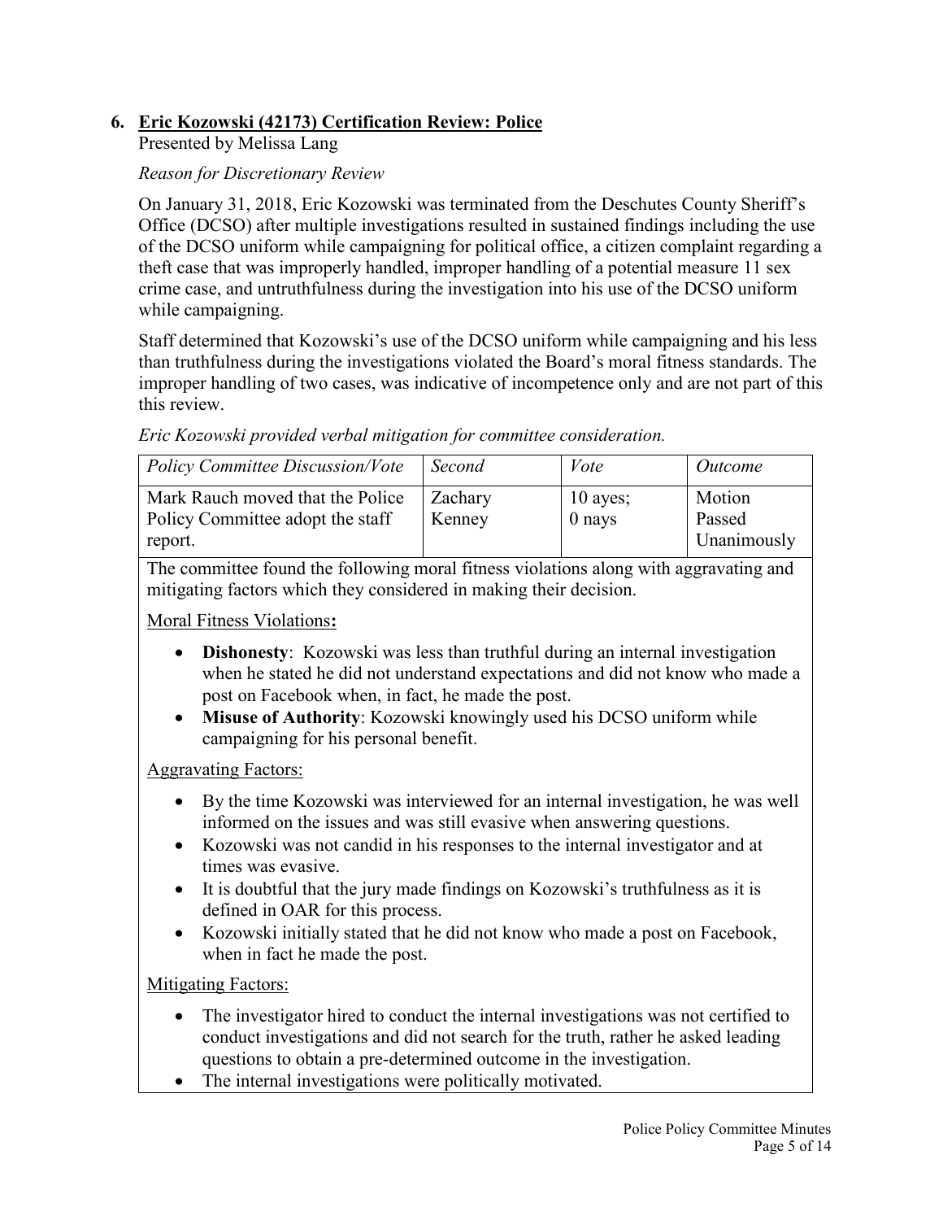## 6. Eric Kozowski (42173) Certification Review: Police

Presented by Melissa Lang

*Reason for Discretionary Review*

On January 31, 2018, Eric Kozowski was terminated from the Deschutes County Sheriff's Office (DCSO) after multiple investigations resulted in sustained findings including the use of the DCSO uniform while campaigning for political office, a citizen complaint regarding a theft case that was improperly handled, improper handling of a potential measure 11 sex crime case, and untruthfulness during the investigation into his use of the DCSO uniform while campaigning.

Staff determined that Kozowski's use of the DCSO uniform while campaigning and his less than truthfulness during the investigations violated the Board's moral fitness standards. The improper handling of two cases, was indicative of incompetence only and are not part of this this review.

*Eric Kozowski provided verbal mitigation for committee consideration.*

| *Policy Committee Discussion/Vote* | *Second* | *Vote* | *Outcome* |
|---|---|---|---|
| Mark Rauch moved that the Police Policy Committee adopt the staff report. | Zachary Kenney | 10 ayes; 0 nays | Motion Passed Unanimously |

The committee found the following moral fitness violations along with aggravating and mitigating factors which they considered in making their decision.

Moral Fitness Violations**:**

- **Dishonesty**: Kozowski was less than truthful during an internal investigation when he stated he did not understand expectations and did not know who made a post on Facebook when, in fact, he made the post.
- **Misuse of Authority**: Kozowski knowingly used his DCSO uniform while campaigning for his personal benefit.

Aggravating Factors:

- By the time Kozowski was interviewed for an internal investigation, he was well informed on the issues and was still evasive when answering questions.
- Kozowski was not candid in his responses to the internal investigator and at times was evasive.
- It is doubtful that the jury made findings on Kozowski's truthfulness as it is defined in OAR for this process.
- Kozowski initially stated that he did not know who made a post on Facebook, when in fact he made the post.

Mitigating Factors:

- The investigator hired to conduct the internal investigations was not certified to conduct investigations and did not search for the truth, rather he asked leading questions to obtain a pre-determined outcome in the investigation.
- The internal investigations were politically motivated.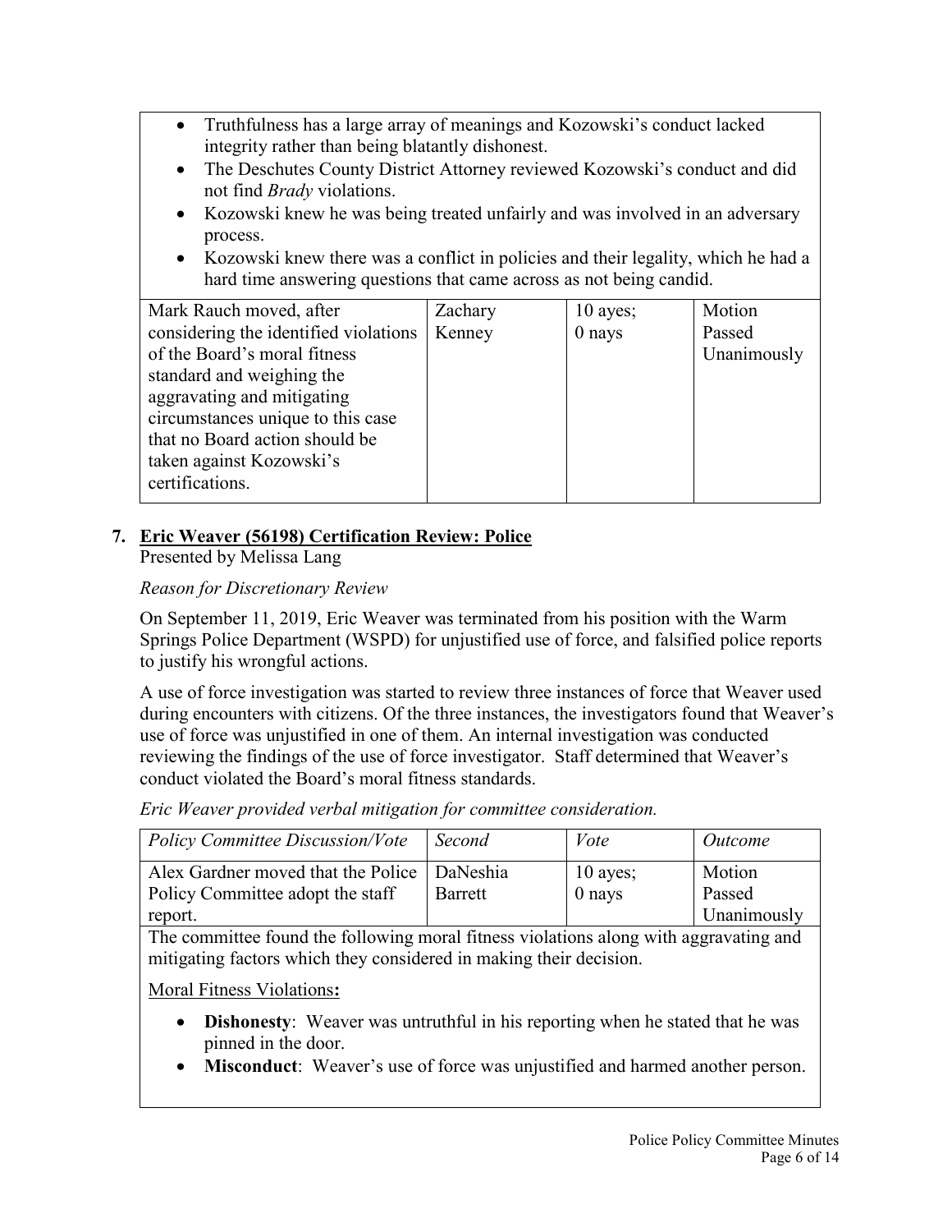- Truthfulness has a large array of meanings and Kozowski's conduct lacked integrity rather than being blatantly dishonest.
- The Deschutes County District Attorney reviewed Kozowski's conduct and did not find *Brady* violations.
- Kozowski knew he was being treated unfairly and was involved in an adversary process.
- Kozowski knew there was a conflict in policies and their legality, which he had a hard time answering questions that came across as not being candid.

| | | | |
|---|---|---|---|
| Mark Rauch moved, after considering the identified violations of the Board's moral fitness standard and weighing the aggravating and mitigating circumstances unique to this case that no Board action should be taken against Kozowski's certifications. | Zachary Kenney | 10 ayes; 0 nays | Motion Passed Unanimously |

## 7. Eric Weaver (56198) Certification Review: Police

Presented by Melissa Lang

*Reason for Discretionary Review*

On September 11, 2019, Eric Weaver was terminated from his position with the Warm Springs Police Department (WSPD) for unjustified use of force, and falsified police reports to justify his wrongful actions.

A use of force investigation was started to review three instances of force that Weaver used during encounters with citizens. Of the three instances, the investigators found that Weaver's use of force was unjustified in one of them. An internal investigation was conducted reviewing the findings of the use of force investigator. Staff determined that Weaver's conduct violated the Board's moral fitness standards.

*Eric Weaver provided verbal mitigation for committee consideration.*

| *Policy Committee Discussion/Vote* | *Second* | *Vote* | *Outcome* |
|---|---|---|---|
| Alex Gardner moved that the Police Policy Committee adopt the staff report. | DaNeshia Barrett | 10 ayes; 0 nays | Motion Passed Unanimously |

The committee found the following moral fitness violations along with aggravating and mitigating factors which they considered in making their decision.

Moral Fitness Violations**:**

- **Dishonesty**: Weaver was untruthful in his reporting when he stated that he was pinned in the door.
- **Misconduct**: Weaver's use of force was unjustified and harmed another person.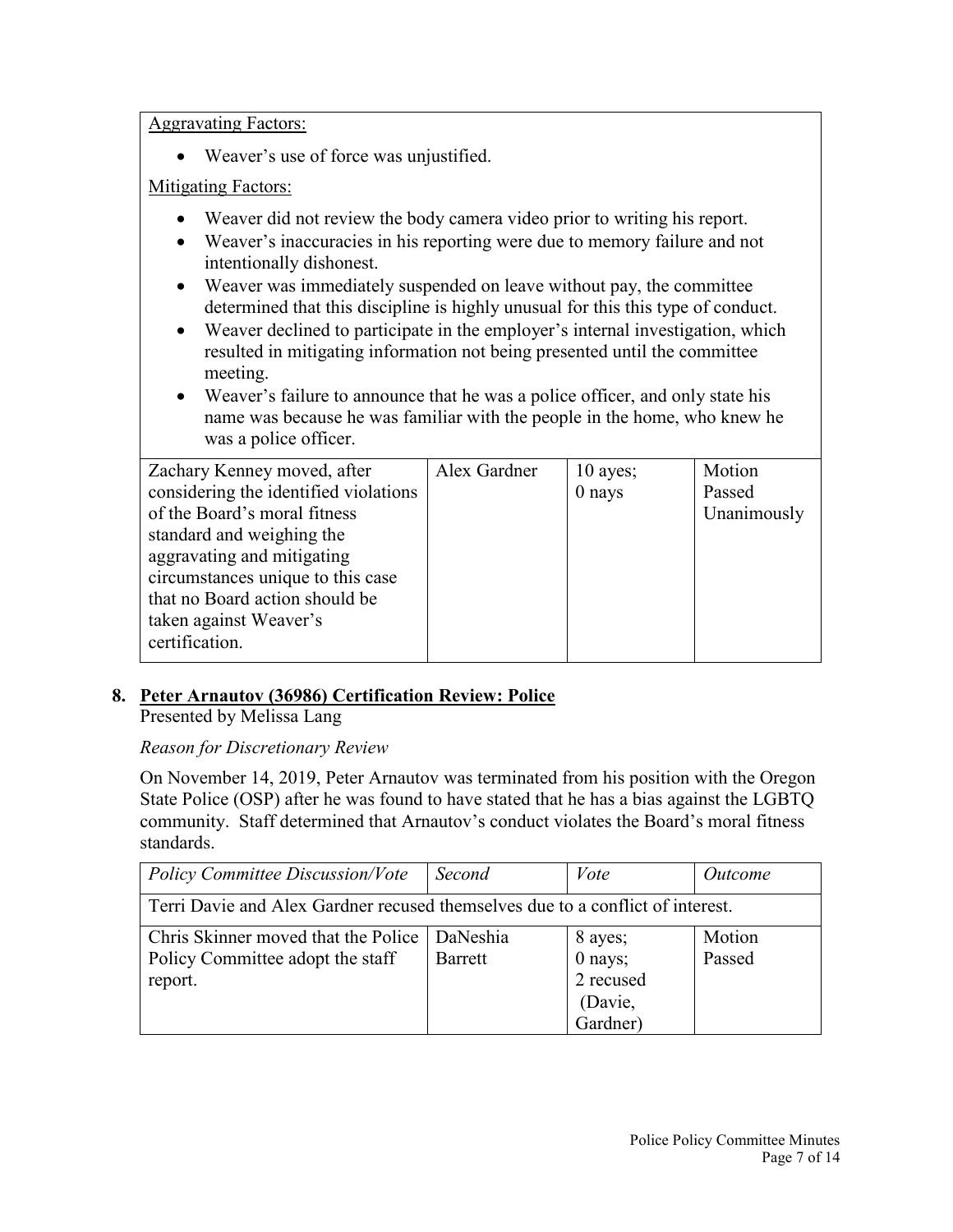Aggravating Factors:

- Weaver's use of force was unjustified.

Mitigating Factors:

- Weaver did not review the body camera video prior to writing his report.
- Weaver's inaccuracies in his reporting were due to memory failure and not intentionally dishonest.
- Weaver was immediately suspended on leave without pay, the committee determined that this discipline is highly unusual for this this type of conduct.
- Weaver declined to participate in the employer's internal investigation, which resulted in mitigating information not being presented until the committee meeting.
- Weaver's failure to announce that he was a police officer, and only state his name was because he was familiar with the people in the home, who knew he was a police officer.

| | | | |
|---|---|---|---|
| Zachary Kenney moved, after considering the identified violations of the Board's moral fitness standard and weighing the aggravating and mitigating circumstances unique to this case that no Board action should be taken against Weaver's certification. | Alex Gardner | 10 ayes; 0 nays | Motion Passed Unanimously |

**8. Peter Arnautov (36986) Certification Review: Police**

Presented by Melissa Lang

*Reason for Discretionary Review*

On November 14, 2019, Peter Arnautov was terminated from his position with the Oregon State Police (OSP) after he was found to have stated that he has a bias against the LGBTQ community. Staff determined that Arnautov's conduct violates the Board's moral fitness standards.

| *Policy Committee Discussion/Vote* | *Second* | *Vote* | *Outcome* |
|---|---|---|---|
| Terri Davie and Alex Gardner recused themselves due to a conflict of interest. | | | |
| Chris Skinner moved that the Police Policy Committee adopt the staff report. | DaNeshia Barrett | 8 ayes; 0 nays; 2 recused (Davie, Gardner) | Motion Passed |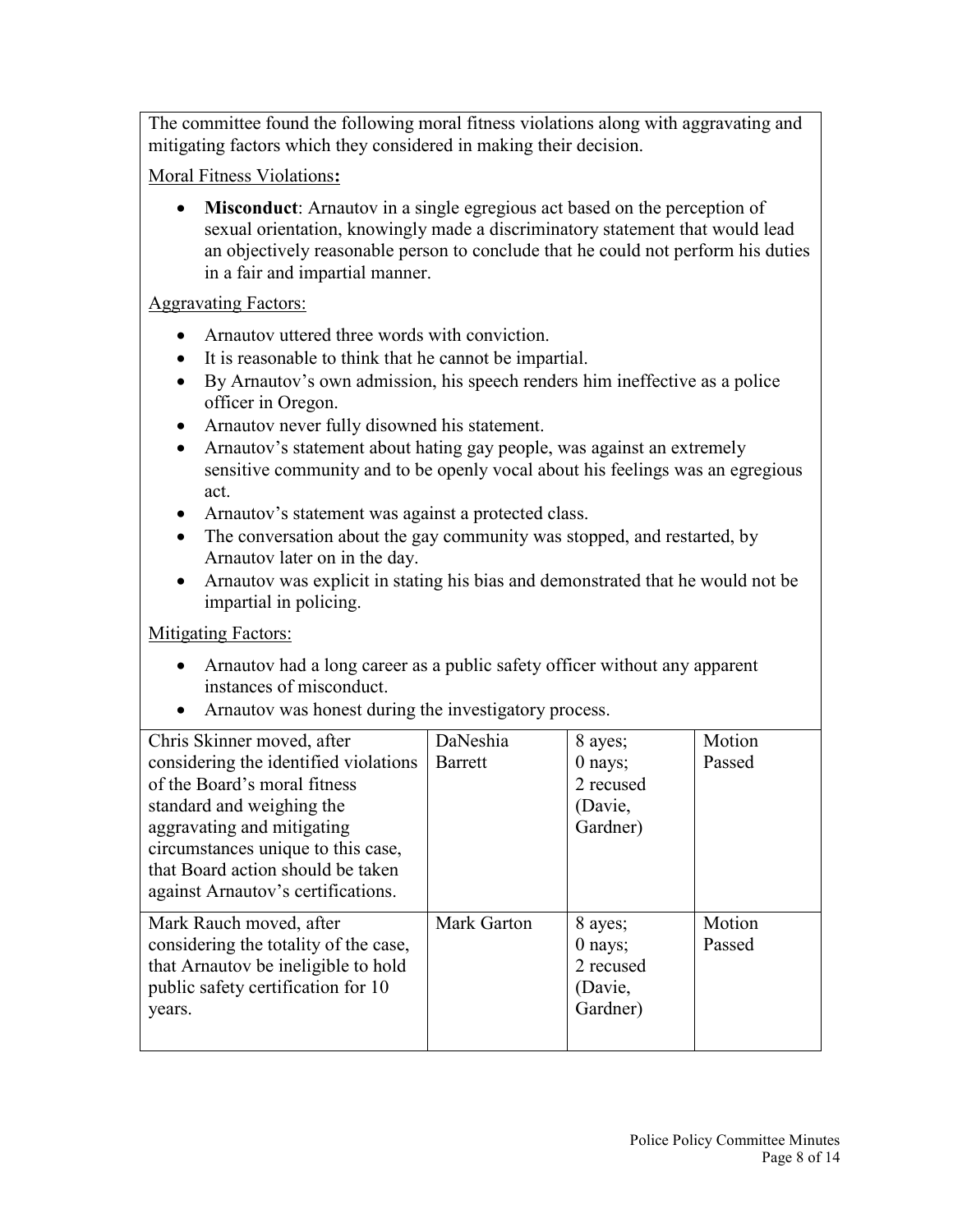The committee found the following moral fitness violations along with aggravating and mitigating factors which they considered in making their decision.

Moral Fitness Violations**:**

- **Misconduct**: Arnautov in a single egregious act based on the perception of sexual orientation, knowingly made a discriminatory statement that would lead an objectively reasonable person to conclude that he could not perform his duties in a fair and impartial manner.

Aggravating Factors:

- Arnautov uttered three words with conviction.
- It is reasonable to think that he cannot be impartial.
- By Arnautov's own admission, his speech renders him ineffective as a police officer in Oregon.
- Arnautov never fully disowned his statement.
- Arnautov's statement about hating gay people, was against an extremely sensitive community and to be openly vocal about his feelings was an egregious act.
- Arnautov's statement was against a protected class.
- The conversation about the gay community was stopped, and restarted, by Arnautov later on in the day.
- Arnautov was explicit in stating his bias and demonstrated that he would not be impartial in policing.

Mitigating Factors:

- Arnautov had a long career as a public safety officer without any apparent instances of misconduct.
- Arnautov was honest during the investigatory process.

| | | | |
|---|---|---|---|
| Chris Skinner moved, after considering the identified violations of the Board's moral fitness standard and weighing the aggravating and mitigating circumstances unique to this case, that Board action should be taken against Arnautov's certifications. | DaNeshia Barrett | 8 ayes; 0 nays; 2 recused (Davie, Gardner) | Motion Passed |
| Mark Rauch moved, after considering the totality of the case, that Arnautov be ineligible to hold public safety certification for 10 years. | Mark Garton | 8 ayes; 0 nays; 2 recused (Davie, Gardner) | Motion Passed |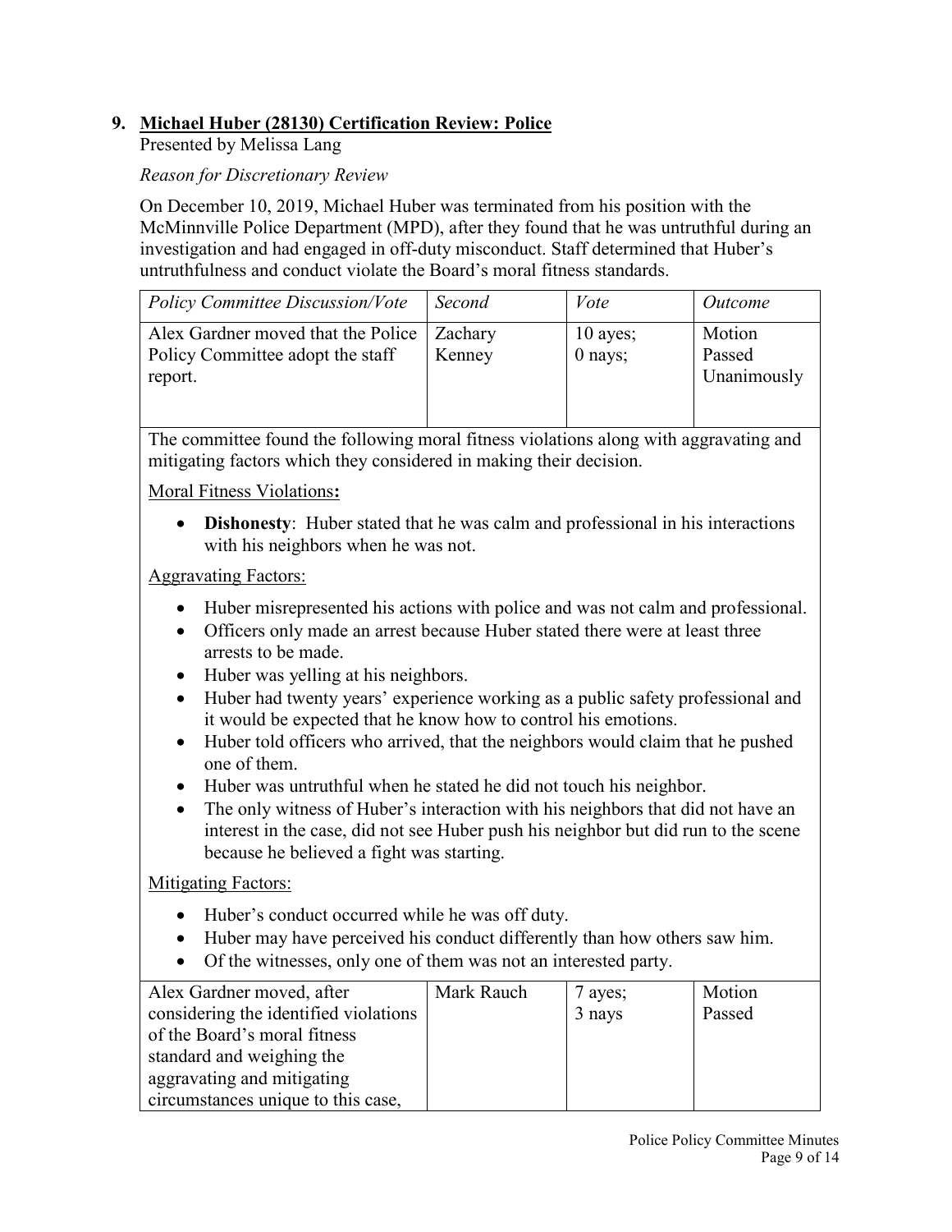## 9. Michael Huber (28130) Certification Review: Police

Presented by Melissa Lang

*Reason for Discretionary Review*

On December 10, 2019, Michael Huber was terminated from his position with the McMinnville Police Department (MPD), after they found that he was untruthful during an investigation and had engaged in off-duty misconduct. Staff determined that Huber's untruthfulness and conduct violate the Board's moral fitness standards.

| *Policy Committee Discussion/Vote* | *Second* | *Vote* | *Outcome* |
|---|---|---|---|
| Alex Gardner moved that the Police Policy Committee adopt the staff report. | Zachary Kenney | 10 ayes; 0 nays; | Motion Passed Unanimously |

The committee found the following moral fitness violations along with aggravating and mitigating factors which they considered in making their decision.

Moral Fitness Violations**:**

- **Dishonesty**: Huber stated that he was calm and professional in his interactions with his neighbors when he was not.

Aggravating Factors:

- Huber misrepresented his actions with police and was not calm and professional.
- Officers only made an arrest because Huber stated there were at least three arrests to be made.
- Huber was yelling at his neighbors.
- Huber had twenty years' experience working as a public safety professional and it would be expected that he know how to control his emotions.
- Huber told officers who arrived, that the neighbors would claim that he pushed one of them.
- Huber was untruthful when he stated he did not touch his neighbor.
- The only witness of Huber's interaction with his neighbors that did not have an interest in the case, did not see Huber push his neighbor but did run to the scene because he believed a fight was starting.

Mitigating Factors:

- Huber's conduct occurred while he was off duty.
- Huber may have perceived his conduct differently than how others saw him.
- Of the witnesses, only one of them was not an interested party.

| | | | |
|---|---|---|---|
| Alex Gardner moved, after considering the identified violations of the Board's moral fitness standard and weighing the aggravating and mitigating circumstances unique to this case, | Mark Rauch | 7 ayes; 3 nays | Motion Passed |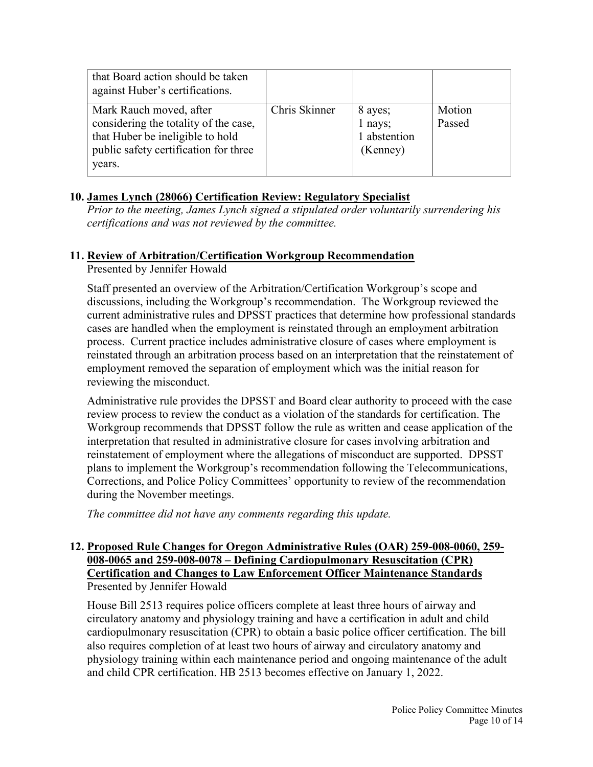| | | | |
|---|---|---|---|
| that Board action should be taken against Huber's certifications. | | | |
| Mark Rauch moved, after considering the totality of the case, that Huber be ineligible to hold public safety certification for three years. | Chris Skinner | 8 ayes; 1 nays; 1 abstention (Kenney) | Motion Passed |

### 10. James Lynch (28066) Certification Review: Regulatory Specialist

*Prior to the meeting, James Lynch signed a stipulated order voluntarily surrendering his certifications and was not reviewed by the committee.*

### 11. Review of Arbitration/Certification Workgroup Recommendation

Presented by Jennifer Howald

Staff presented an overview of the Arbitration/Certification Workgroup's scope and discussions, including the Workgroup's recommendation. The Workgroup reviewed the current administrative rules and DPSST practices that determine how professional standards cases are handled when the employment is reinstated through an employment arbitration process. Current practice includes administrative closure of cases where employment is reinstated through an arbitration process based on an interpretation that the reinstatement of employment removed the separation of employment which was the initial reason for reviewing the misconduct.

Administrative rule provides the DPSST and Board clear authority to proceed with the case review process to review the conduct as a violation of the standards for certification. The Workgroup recommends that DPSST follow the rule as written and cease application of the interpretation that resulted in administrative closure for cases involving arbitration and reinstatement of employment where the allegations of misconduct are supported. DPSST plans to implement the Workgroup's recommendation following the Telecommunications, Corrections, and Police Policy Committees' opportunity to review of the recommendation during the November meetings.

*The committee did not have any comments regarding this update.*

### 12. Proposed Rule Changes for Oregon Administrative Rules (OAR) 259-008-0060, 259-008-0065 and 259-008-0078 – Defining Cardiopulmonary Resuscitation (CPR) Certification and Changes to Law Enforcement Officer Maintenance Standards

Presented by Jennifer Howald

House Bill 2513 requires police officers complete at least three hours of airway and circulatory anatomy and physiology training and have a certification in adult and child cardiopulmonary resuscitation (CPR) to obtain a basic police officer certification. The bill also requires completion of at least two hours of airway and circulatory anatomy and physiology training within each maintenance period and ongoing maintenance of the adult and child CPR certification. HB 2513 becomes effective on January 1, 2022.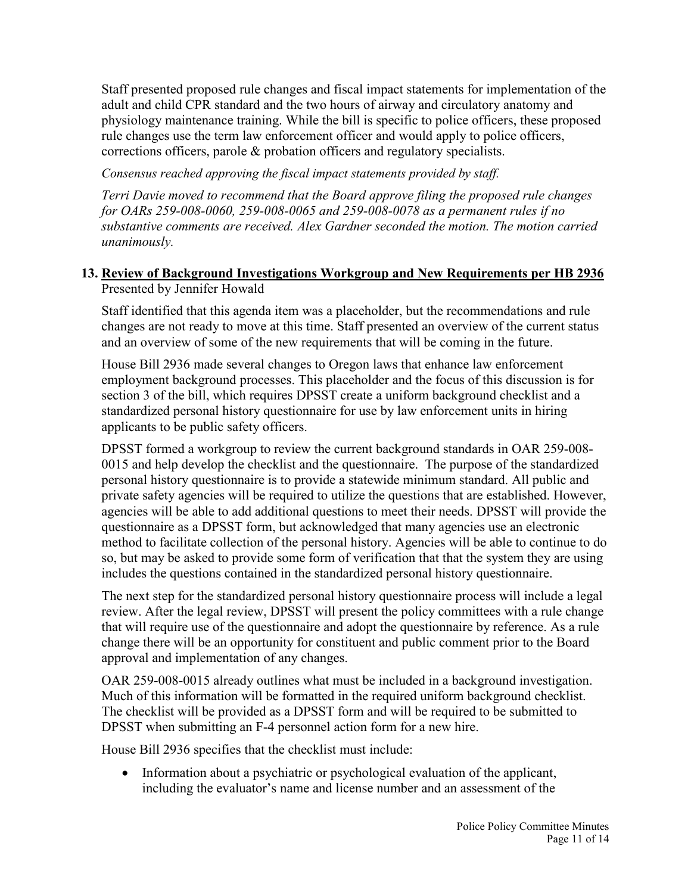Staff presented proposed rule changes and fiscal impact statements for implementation of the adult and child CPR standard and the two hours of airway and circulatory anatomy and physiology maintenance training. While the bill is specific to police officers, these proposed rule changes use the term law enforcement officer and would apply to police officers, corrections officers, parole & probation officers and regulatory specialists.

*Consensus reached approving the fiscal impact statements provided by staff.*

*Terri Davie moved to recommend that the Board approve filing the proposed rule changes for OARs 259-008-0060, 259-008-0065 and 259-008-0078 as a permanent rules if no substantive comments are received. Alex Gardner seconded the motion. The motion carried unanimously.*

### 13. <u>Review of Background Investigations Workgroup and New Requirements per HB 2936</u>

Presented by Jennifer Howald

Staff identified that this agenda item was a placeholder, but the recommendations and rule changes are not ready to move at this time. Staff presented an overview of the current status and an overview of some of the new requirements that will be coming in the future.

House Bill 2936 made several changes to Oregon laws that enhance law enforcement employment background processes. This placeholder and the focus of this discussion is for section 3 of the bill, which requires DPSST create a uniform background checklist and a standardized personal history questionnaire for use by law enforcement units in hiring applicants to be public safety officers.

DPSST formed a workgroup to review the current background standards in OAR 259-008-0015 and help develop the checklist and the questionnaire. The purpose of the standardized personal history questionnaire is to provide a statewide minimum standard. All public and private safety agencies will be required to utilize the questions that are established. However, agencies will be able to add additional questions to meet their needs. DPSST will provide the questionnaire as a DPSST form, but acknowledged that many agencies use an electronic method to facilitate collection of the personal history. Agencies will be able to continue to do so, but may be asked to provide some form of verification that that the system they are using includes the questions contained in the standardized personal history questionnaire.

The next step for the standardized personal history questionnaire process will include a legal review. After the legal review, DPSST will present the policy committees with a rule change that will require use of the questionnaire and adopt the questionnaire by reference. As a rule change there will be an opportunity for constituent and public comment prior to the Board approval and implementation of any changes.

OAR 259-008-0015 already outlines what must be included in a background investigation. Much of this information will be formatted in the required uniform background checklist. The checklist will be provided as a DPSST form and will be required to be submitted to DPSST when submitting an F-4 personnel action form for a new hire.

House Bill 2936 specifies that the checklist must include:

- Information about a psychiatric or psychological evaluation of the applicant, including the evaluator's name and license number and an assessment of the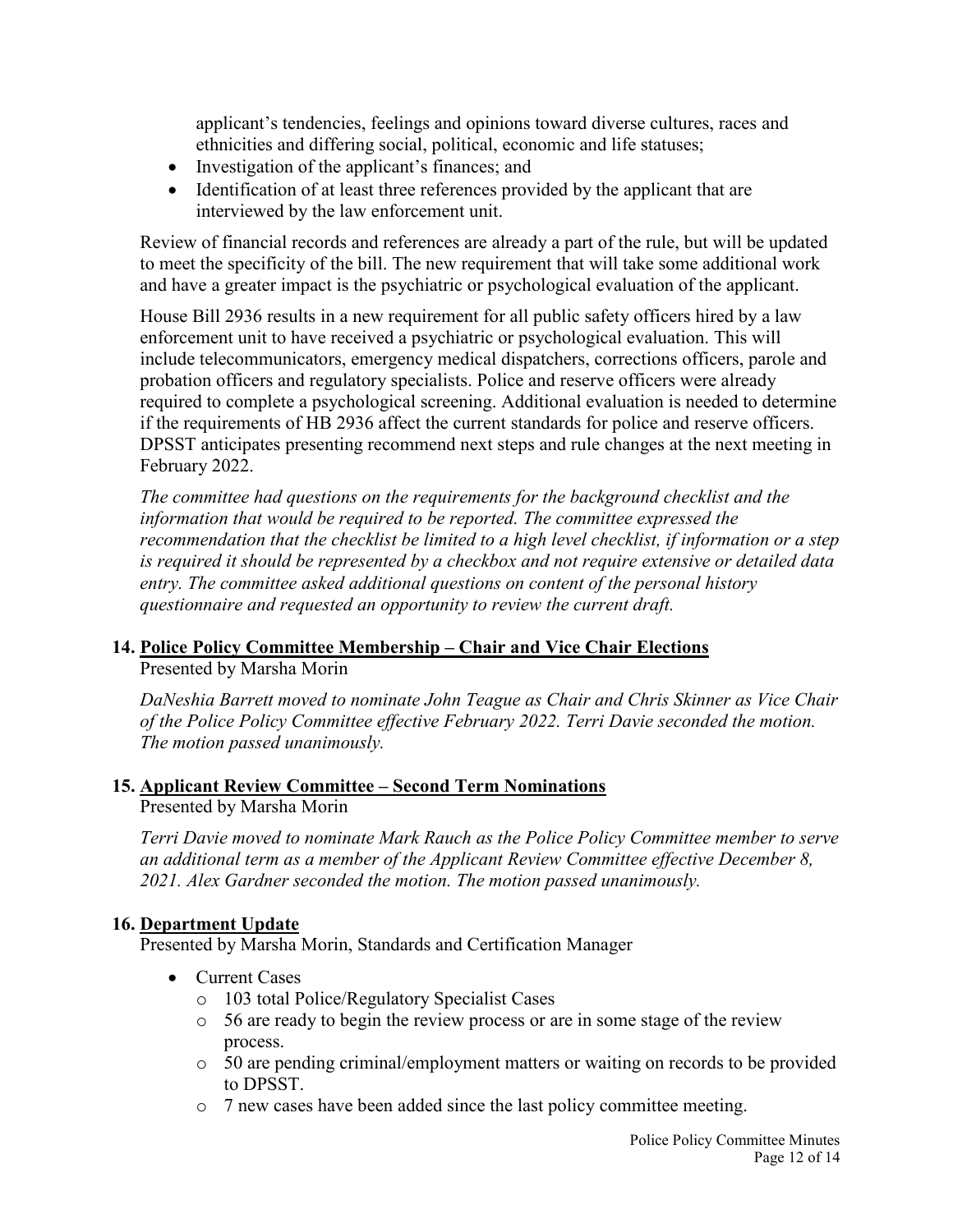applicant's tendencies, feelings and opinions toward diverse cultures, races and ethnicities and differing social, political, economic and life statuses;

- Investigation of the applicant's finances; and
- Identification of at least three references provided by the applicant that are interviewed by the law enforcement unit.

Review of financial records and references are already a part of the rule, but will be updated to meet the specificity of the bill. The new requirement that will take some additional work and have a greater impact is the psychiatric or psychological evaluation of the applicant.

House Bill 2936 results in a new requirement for all public safety officers hired by a law enforcement unit to have received a psychiatric or psychological evaluation. This will include telecommunicators, emergency medical dispatchers, corrections officers, parole and probation officers and regulatory specialists. Police and reserve officers were already required to complete a psychological screening. Additional evaluation is needed to determine if the requirements of HB 2936 affect the current standards for police and reserve officers. DPSST anticipates presenting recommend next steps and rule changes at the next meeting in February 2022.

*The committee had questions on the requirements for the background checklist and the information that would be required to be reported. The committee expressed the recommendation that the checklist be limited to a high level checklist, if information or a step is required it should be represented by a checkbox and not require extensive or detailed data entry. The committee asked additional questions on content of the personal history questionnaire and requested an opportunity to review the current draft.*

## 14. Police Policy Committee Membership – Chair and Vice Chair Elections

Presented by Marsha Morin

*DaNeshia Barrett moved to nominate John Teague as Chair and Chris Skinner as Vice Chair of the Police Policy Committee effective February 2022. Terri Davie seconded the motion. The motion passed unanimously.*

## 15. Applicant Review Committee – Second Term Nominations

Presented by Marsha Morin

*Terri Davie moved to nominate Mark Rauch as the Police Policy Committee member to serve an additional term as a member of the Applicant Review Committee effective December 8, 2021. Alex Gardner seconded the motion. The motion passed unanimously.*

## 16. Department Update

Presented by Marsha Morin, Standards and Certification Manager

- Current Cases
  - 103 total Police/Regulatory Specialist Cases
  - 56 are ready to begin the review process or are in some stage of the review process.
  - 50 are pending criminal/employment matters or waiting on records to be provided to DPSST.
  - 7 new cases have been added since the last policy committee meeting.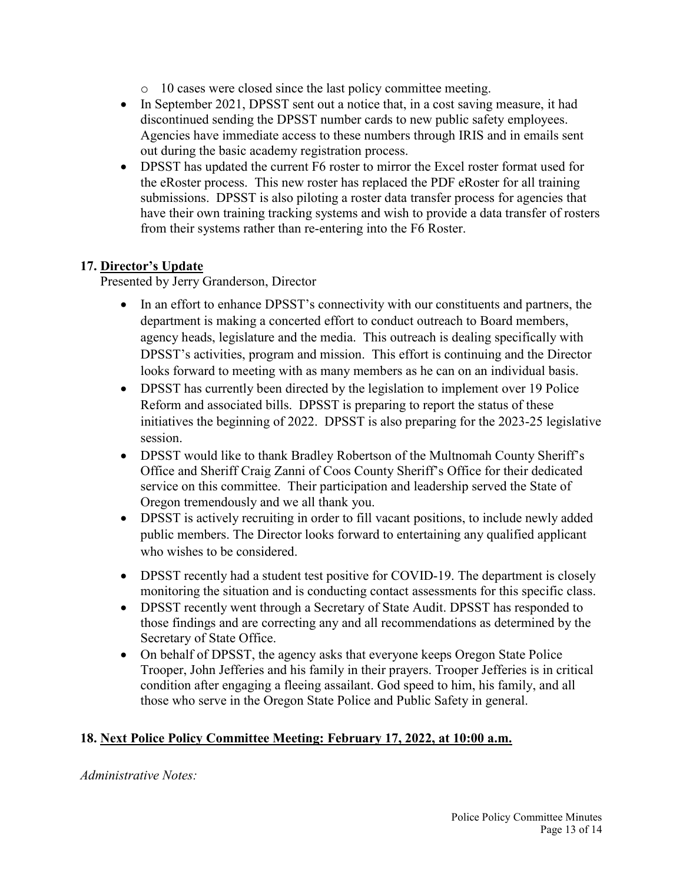- 10 cases were closed since the last policy committee meeting.
- In September 2021, DPSST sent out a notice that, in a cost saving measure, it had discontinued sending the DPSST number cards to new public safety employees. Agencies have immediate access to these numbers through IRIS and in emails sent out during the basic academy registration process.
- DPSST has updated the current F6 roster to mirror the Excel roster format used for the eRoster process. This new roster has replaced the PDF eRoster for all training submissions. DPSST is also piloting a roster data transfer process for agencies that have their own training tracking systems and wish to provide a data transfer of rosters from their systems rather than re-entering into the F6 Roster.

**17. <u>Director's Update</u>**

Presented by Jerry Granderson, Director

- In an effort to enhance DPSST's connectivity with our constituents and partners, the department is making a concerted effort to conduct outreach to Board members, agency heads, legislature and the media. This outreach is dealing specifically with DPSST's activities, program and mission. This effort is continuing and the Director looks forward to meeting with as many members as he can on an individual basis.
- DPSST has currently been directed by the legislation to implement over 19 Police Reform and associated bills. DPSST is preparing to report the status of these initiatives the beginning of 2022. DPSST is also preparing for the 2023-25 legislative session.
- DPSST would like to thank Bradley Robertson of the Multnomah County Sheriff's Office and Sheriff Craig Zanni of Coos County Sheriff's Office for their dedicated service on this committee. Their participation and leadership served the State of Oregon tremendously and we all thank you.
- DPSST is actively recruiting in order to fill vacant positions, to include newly added public members. The Director looks forward to entertaining any qualified applicant who wishes to be considered.
- DPSST recently had a student test positive for COVID-19. The department is closely monitoring the situation and is conducting contact assessments for this specific class.
- DPSST recently went through a Secretary of State Audit. DPSST has responded to those findings and are correcting any and all recommendations as determined by the Secretary of State Office.
- On behalf of DPSST, the agency asks that everyone keeps Oregon State Police Trooper, John Jefferies and his family in their prayers. Trooper Jefferies is in critical condition after engaging a fleeing assailant. God speed to him, his family, and all those who serve in the Oregon State Police and Public Safety in general.

**18. <u>Next Police Policy Committee Meeting: February 17, 2022, at 10:00 a.m.</u>**

*Administrative Notes:*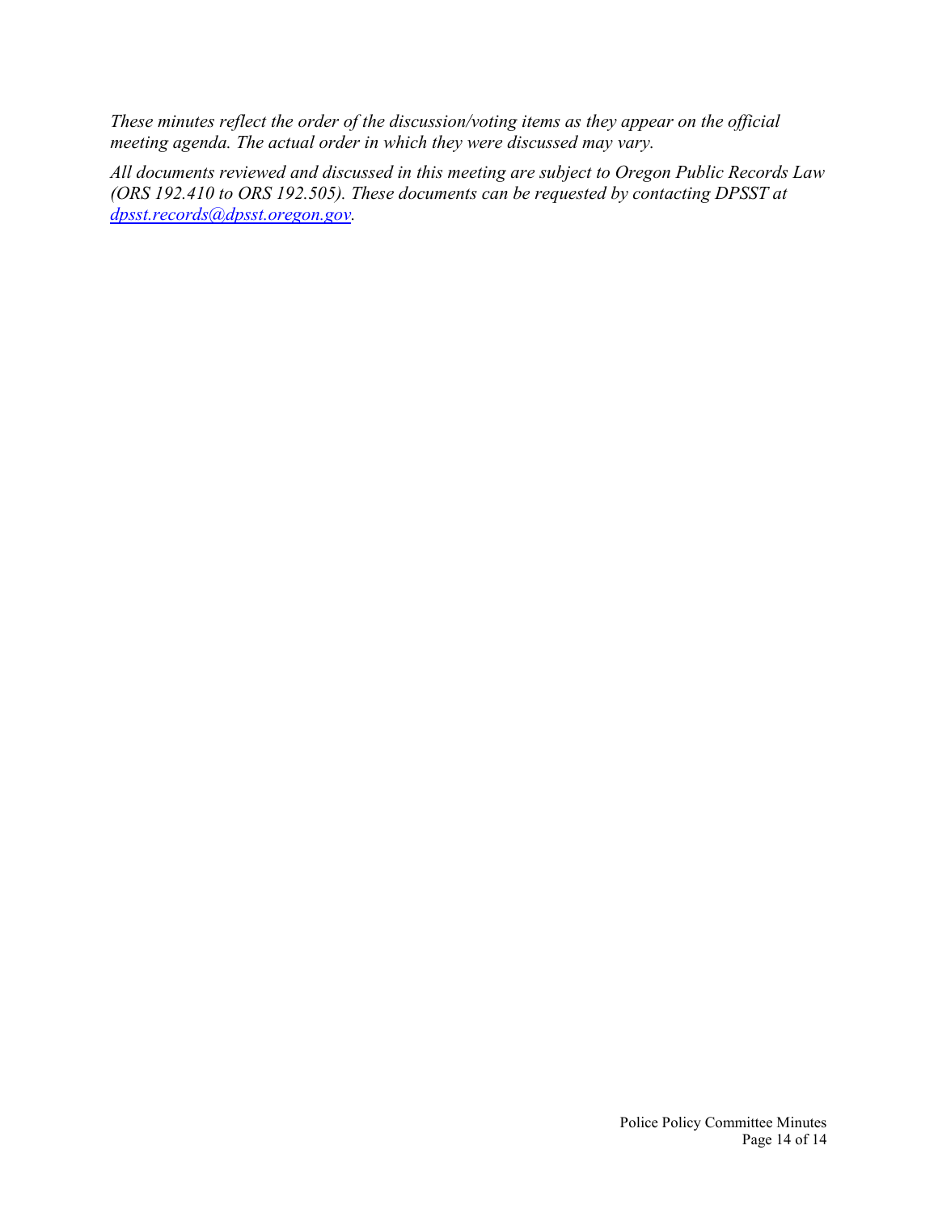*These minutes reflect the order of the discussion/voting items as they appear on the official meeting agenda. The actual order in which they were discussed may vary.*

*All documents reviewed and discussed in this meeting are subject to Oregon Public Records Law (ORS 192.410 to ORS 192.505). These documents can be requested by contacting DPSST at [dpsst.records@dpsst.oregon.gov](mailto:dpsst.records@dpsst.oregon.gov).*